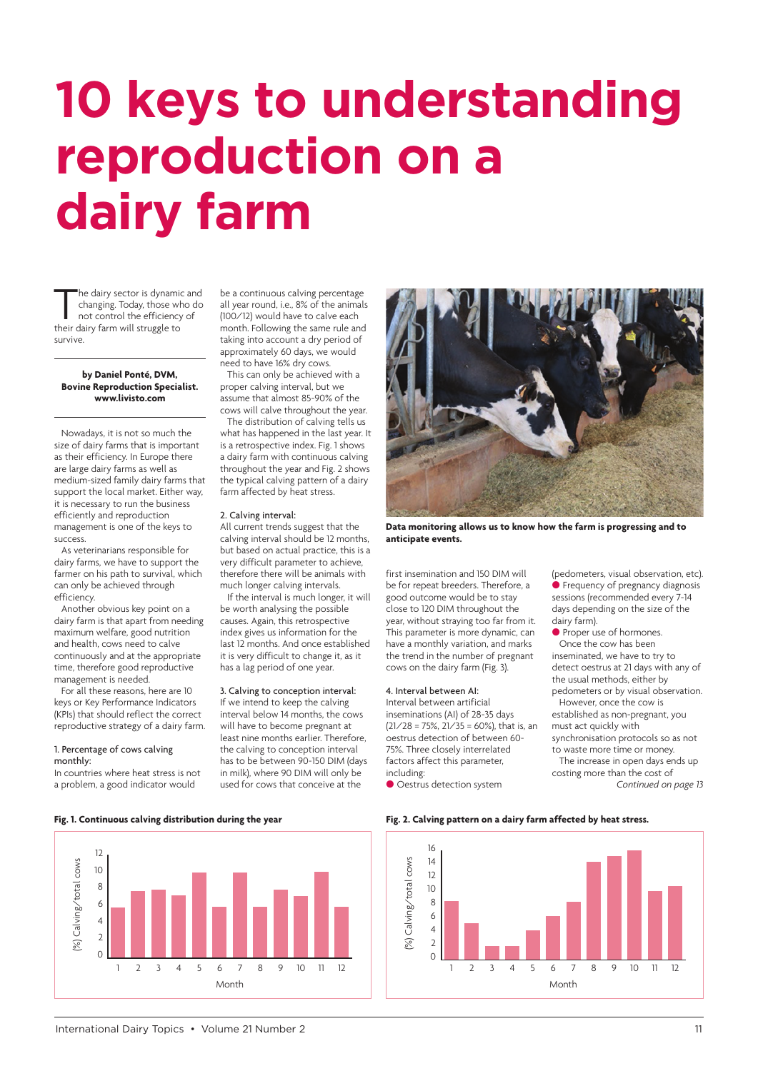# 10 keys to understanding reproduction on a dairy farm

The dairy sector is dynamic and changing. Today, those who do not control the efficiency of their dairy farm will struggle to survive.

**by Daniel Ponté, DVM, Bovine Reproduction Specialist. www.livisto.com**

Nowadays, it is not so much the size of dairy farms that is important as their efficiency. In Europe there are large dairy farms as well as medium-sized family dairy farms that support the local market. Either way, it is necessary to run the business efficiently and reproduction management is one of the keys to success.

As veterinarians responsible for dairy farms, we have to support the farmer on his path to survival, which can only be achieved through efficiency.

Another obvious key point on a dairy farm is that apart from needing maximum welfare, good nutrition and health, cows need to calve continuously and at the appropriate time, therefore good reproductive management is needed.

For all these reasons, here are 10 keys or Key Performance Indicators (KPIs) that should reflect the correct reproductive strategy of a dairy farm.

1. Percentage of cows calving monthly:

In countries where heat stress is not a problem, a good indicator would be a continuous calving percentage all year round, i.e., 8% of the animals (100/12) would have to calve each month. Following the same rule and taking into account a dry period of approximately 60 days, we would need to have 16% dry cows.

This can only be achieved with a proper calving interval, but we assume that almost 85-90% of the cows will calve throughout the year.

The distribution of calving tells us what has happened in the last year. It is a retrospective index. Fig. 1 shows a dairy farm with continuous calving throughout the year and Fig. 2 shows the typical calving pattern of a dairy farm affected by heat stress.

2. Calving interval:

All current trends suggest that the calving interval should be 12 months, but based on actual practice, this is a very difficult parameter to achieve, therefore there will be animals with much longer calving intervals.

If the interval is much longer, it will be worth analysing the possible causes. Again, this retrospective index gives us information for the last 12 months. And once established it is very difficult to change it, as it has a lag period of one year.

3. Calving to conception interval:

If we intend to keep the calving interval below 14 months, the cows will have to become pregnant at least nine months earlier. Therefore, the calving to conception interval has to be between 90-150 DIM (days in milk), where 90 DIM will only be used for cows that conceive at the first insemination and 150 DIM will be for repeat breeders. Therefore, a good outcome would be to stay close to 120 DIM throughout the year, without straying too far from it. This parameter is more dynamic, can have a monthly variation, and marks the trend in the number of pregnant cows on the dairy farm (Fig. 3).

**Data monitoring allows us to know how the farm is progressing and to anticipate events.**

4. Interval between AI:

Interval between artificial inseminations (AI) of 28-35 days (21/28 = 75%, 21/35 = 60%), that is, an oestrus detection of between 60-75%. Three closely interrelated factors affect this parameter, including:

- Oestrus detection system (pedometers, visual observation, etc).
- Frequency of pregnancy diagnosis sessions (recommended every 7-14 days depending on the size of the dairy farm).
- Proper use of hormones.

Once the cow has been inseminated, we have to try to detect oestrus at 21 days with any of the usual methods, either by pedometers or by visual observation.

However, once the cow is established as non-pregnant, you must act quickly with synchronisation protocols so as not to waste more time or money.

The increase in open days ends up costing more than the cost of

*Continued on page 13*

**Fig. 1. Continuous calving distribution during the year**

| Month | (%) Calving/total cows |
|---|---|
| 1 | 5.8 |
| 2 | 7.7 |
| 3 | 7.8 |
| 4 | 7.2 |
| 5 | 9.8 |
| 6 | 5.8 |
| 7 | 9.8 |
| 8 | 5.8 |
| 9 | 7.8 |
| 10 | 7.2 |
| 11 | 9.9 |
| 12 | 5.8 |

**Fig. 2. Calving pattern on a dairy farm affected by heat stress.**

| Month | (%) Calving/total cows |
|---|---|
| 1 | 8.6 |
| 2 | 5.3 |
| 3 | 2 |
| 4 | 2 |
| 5 | 4.3 |
| 6 | 6.4 |
| 7 | 8.5 |
| 8 | 14.3 |
| 9 | 15.2 |
| 10 | 16.1 |
| 11 | 10.1 |
| 12 | 10.8 |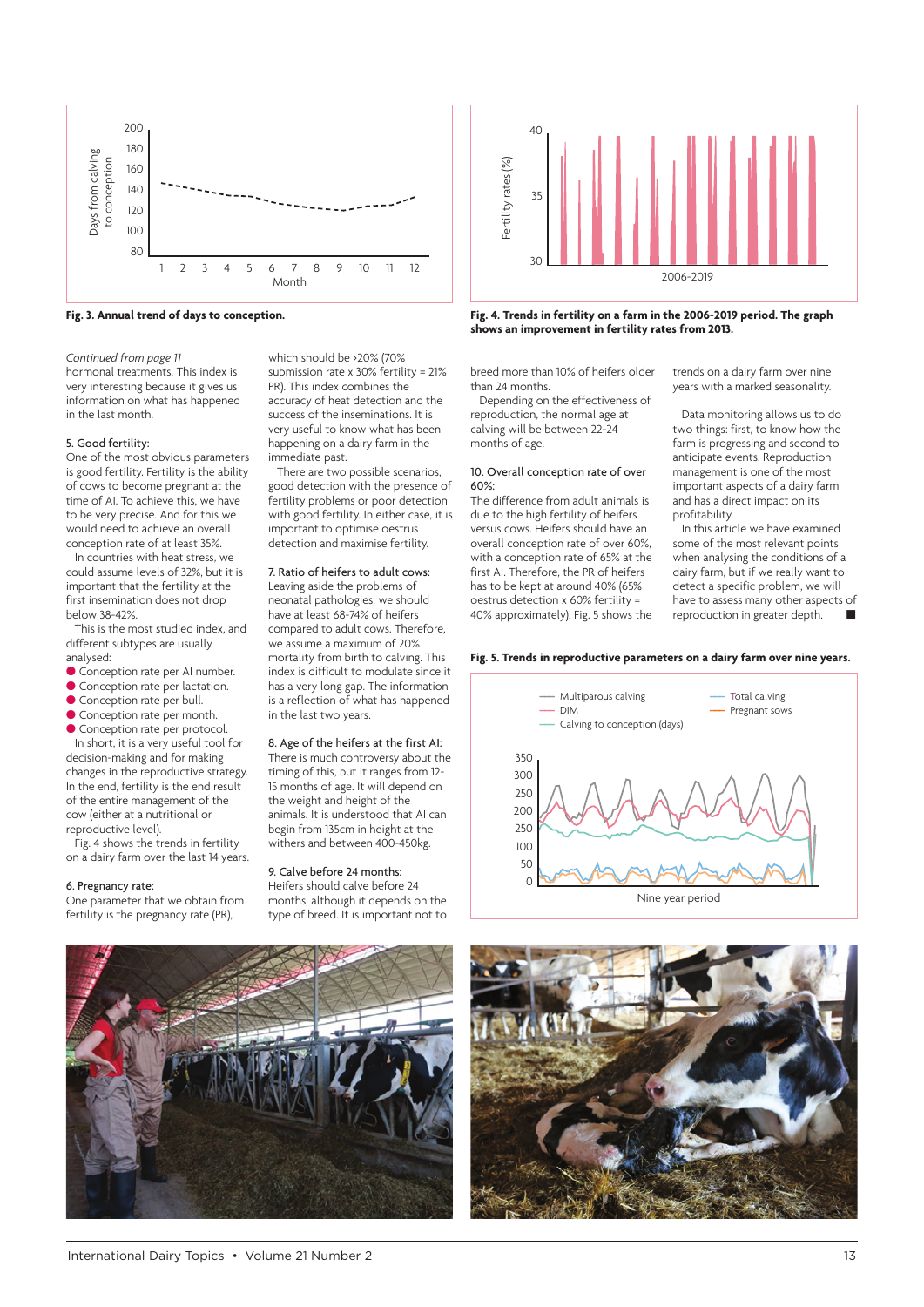Days from calving to conception

200
180
160
140
120
100
80

1 2 3 4 5 6 7 8 9 10 11 12

Month

**Fig. 3. Annual trend of days to conception.**

Fertility rates (%)

40
35
30

2006-2019

**Fig. 4. Trends in fertility on a farm in the 2006-2019 period. The graph shows an improvement in fertility rates from 2013.**

*Continued from page 11*

hormonal treatments. This index is very interesting because it gives us information on what has happened in the last month.

5. Good fertility:

One of the most obvious parameters is good fertility. Fertility is the ability of cows to become pregnant at the time of AI. To achieve this, we have to be very precise. And for this we would need to achieve an overall conception rate of at least 35%.

In countries with heat stress, we could assume levels of 32%, but it is important that the fertility at the first insemination does not drop below 38-42%.

This is the most studied index, and different subtypes are usually analysed:

- Conception rate per AI number.
- Conception rate per lactation.
- Conception rate per bull.
- Conception rate per month.
- Conception rate per protocol.

In short, it is a very useful tool for decision-making and for making changes in the reproductive strategy. In the end, fertility is the end result of the entire management of the cow (either at a nutritional or reproductive level).

Fig. 4 shows the trends in fertility on a dairy farm over the last 14 years.

6. Pregnancy rate:

One parameter that we obtain from fertility is the pregnancy rate (PR), which should be >20% (70% submission rate x 30% fertility = 21% PR). This index combines the accuracy of heat detection and the success of the inseminations. It is very useful to know what has been happening on a dairy farm in the immediate past.

There are two possible scenarios, good detection with the presence of fertility problems or poor detection with good fertility. In either case, it is important to optimise oestrus detection and maximise fertility.

7. Ratio of heifers to adult cows:

Leaving aside the problems of neonatal pathologies, we should have at least 68-74% of heifers compared to adult cows. Therefore, we assume a maximum of 20% mortality from birth to calving. This index is difficult to modulate since it has a very long gap. The information is a reflection of what has happened in the last two years.

8. Age of the heifers at the first AI:

There is much controversy about the timing of this, but it ranges from 12-15 months of age. It will depend on the weight and height of the animals. It is understood that AI can begin from 135cm in height at the withers and between 400-450kg.

9. Calve before 24 months:

Heifers should calve before 24 months, although it depends on the type of breed. It is important not to breed more than 10% of heifers older than 24 months.

Depending on the effectiveness of reproduction, the normal age at calving will be between 22-24 months of age.

10. Overall conception rate of over 60%:

The difference from adult animals is due to the high fertility of heifers versus cows. Heifers should have an overall conception rate of over 60%, with a conception rate of 65% at the first AI. Therefore, the PR of heifers has to be kept at around 40% (65% oestrus detection x 60% fertility = 40% approximately). Fig. 5 shows the trends on a dairy farm over nine years with a marked seasonality.

Data monitoring allows us to do two things: first, to know how the farm is progressing and second to anticipate events. Reproduction management is one of the most important aspects of a dairy farm and has a direct impact on its profitability.

In this article we have examined some of the most relevant points when analysing the conditions of a dairy farm, but if we really want to detect a specific problem, we will have to assess many other aspects of reproduction in greater depth. ■

**Fig. 5. Trends in reproductive parameters on a dairy farm over nine years.**

Multiparous calving
DIM
Calving to conception (days)
Total calving
Pregnant sows

350
300
250
200
250
100
50
0

Nine year period